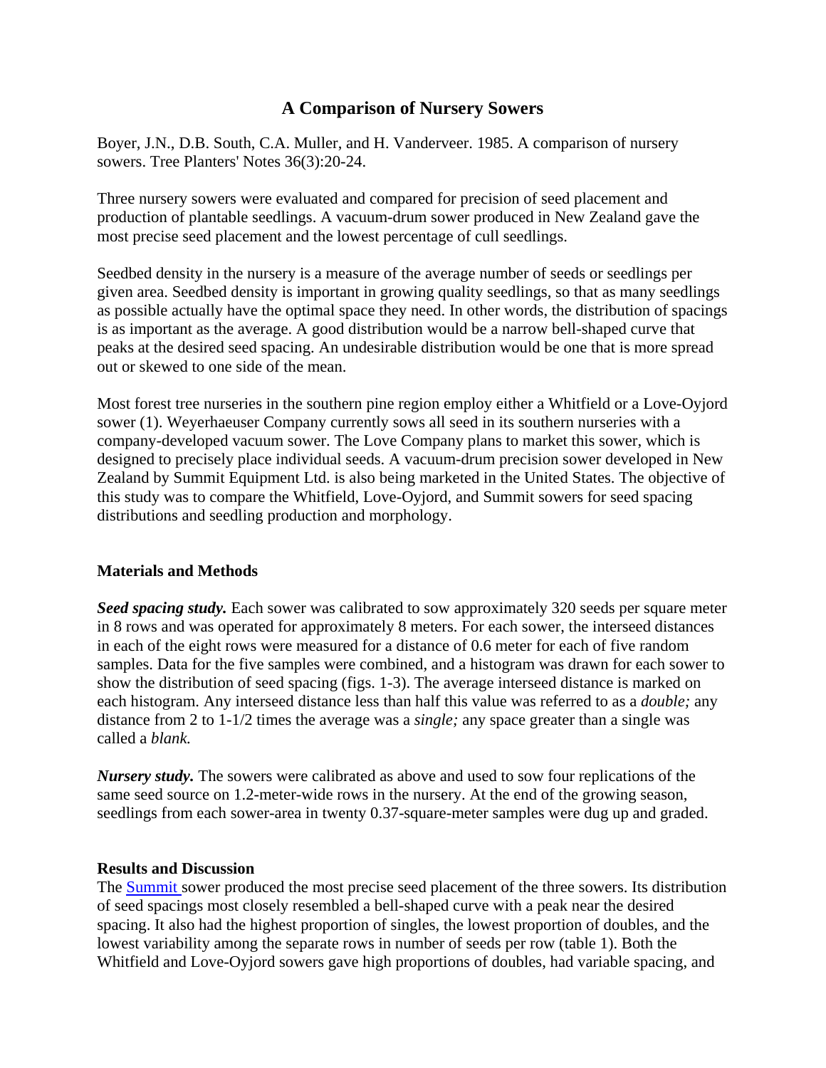# A Comparison of Nursery Sowers

Boyer, J.N., D.B. South, C.A. Muller, and H. Vanderveer. 1985. A comparison of nursery sowers. Tree Planters' Notes 36(3):20-24.

Three nursery sowers were evaluated and compared for precision of seed placement and production of plantable seedlings. A vacuum-drum sower produced in New Zealand gave the most precise seed placement and the lowest percentage of cull seedlings.

Seedbed density in the nursery is a measure of the average number of seeds or seedlings per given area. Seedbed density is important in growing quality seedlings, so that as many seedlings as possible actually have the optimal space they need. In other words, the distribution of spacings is as important as the average. A good distribution would be a narrow bell-shaped curve that peaks at the desired seed spacing. An undesirable distribution would be one that is more spread out or skewed to one side of the mean.

Most forest tree nurseries in the southern pine region employ either a Whitfield or a Love-Oyjord sower (1). Weyerhaeuser Company currently sows all seed in its southern nurseries with a company-developed vacuum sower. The Love Company plans to market this sower, which is designed to precisely place individual seeds. A vacuum-drum precision sower developed in New Zealand by Summit Equipment Ltd. is also being marketed in the United States. The objective of this study was to compare the Whitfield, Love-Oyjord, and Summit sowers for seed spacing distributions and seedling production and morphology.

## Materials and Methods

***Seed spacing study.*** Each sower was calibrated to sow approximately 320 seeds per square meter in 8 rows and was operated for approximately 8 meters. For each sower, the interseed distances in each of the eight rows were measured for a distance of 0.6 meter for each of five random samples. Data for the five samples were combined, and a histogram was drawn for each sower to show the distribution of seed spacing (figs. 1-3). The average interseed distance is marked on each histogram. Any interseed distance less than half this value was referred to as a *double;* any distance from 2 to 1-1/2 times the average was a *single;* any space greater than a single was called a *blank.*

***Nursery study.*** The sowers were calibrated as above and used to sow four replications of the same seed source on 1.2-meter-wide rows in the nursery. At the end of the growing season, seedlings from each sower-area in twenty 0.37-square-meter samples were dug up and graded.

## Results and Discussion

The Summit sower produced the most precise seed placement of the three sowers. Its distribution of seed spacings most closely resembled a bell-shaped curve with a peak near the desired spacing. It also had the highest proportion of singles, the lowest proportion of doubles, and the lowest variability among the separate rows in number of seeds per row (table 1). Both the Whitfield and Love-Oyjord sowers gave high proportions of doubles, had variable spacing, and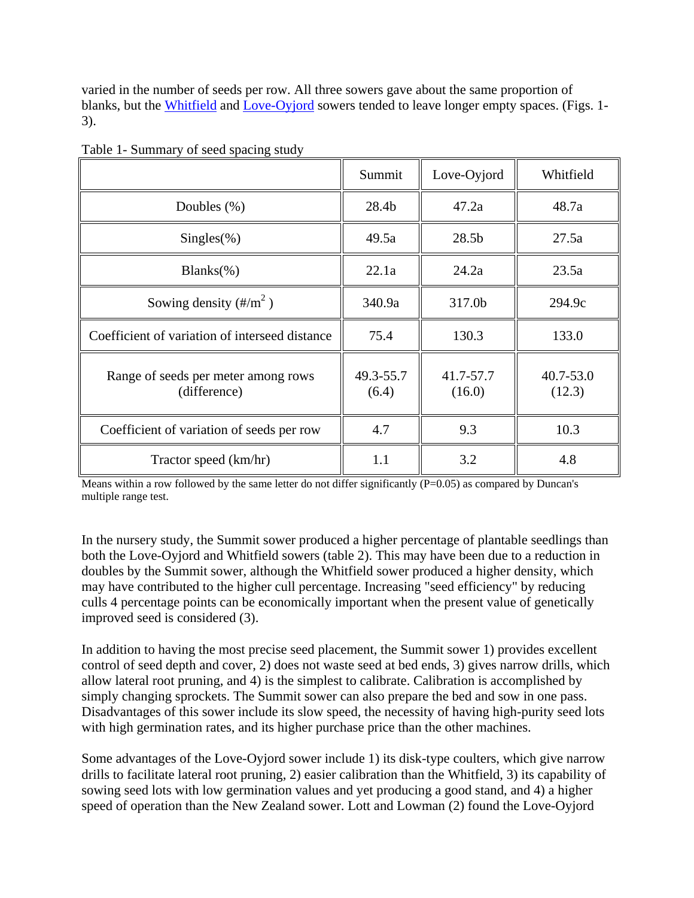varied in the number of seeds per row. All three sowers gave about the same proportion of blanks, but the Whitfield and Love-Oyjord sowers tended to leave longer empty spaces. (Figs. 1-3).

Table 1- Summary of seed spacing study

| | Summit | Love-Oyjord | Whitfield |
|---|---|---|---|
| Doubles (%) | 28.4b | 47.2a | 48.7a |
| Singles(%) | 49.5a | 28.5b | 27.5a |
| Blanks(%) | 22.1a | 24.2a | 23.5a |
| Sowing density (#/$m^2$ ) | 340.9a | 317.0b | 294.9c |
| Coefficient of variation of interseed distance | 75.4 | 130.3 | 133.0 |
| Range of seeds per meter among rows (difference) | 49.3-55.7 (6.4) | 41.7-57.7 (16.0) | 40.7-53.0 (12.3) |
| Coefficient of variation of seeds per row | 4.7 | 9.3 | 10.3 |
| Tractor speed (km/hr) | 1.1 | 3.2 | 4.8 |

Means within a row followed by the same letter do not differ significantly (P=0.05) as compared by Duncan's multiple range test.

In the nursery study, the Summit sower produced a higher percentage of plantable seedlings than both the Love-Oyjord and Whitfield sowers (table 2). This may have been due to a reduction in doubles by the Summit sower, although the Whitfield sower produced a higher density, which may have contributed to the higher cull percentage. Increasing "seed efficiency" by reducing culls 4 percentage points can be economically important when the present value of genetically improved seed is considered (3).

In addition to having the most precise seed placement, the Summit sower 1) provides excellent control of seed depth and cover, 2) does not waste seed at bed ends, 3) gives narrow drills, which allow lateral root pruning, and 4) is the simplest to calibrate. Calibration is accomplished by simply changing sprockets. The Summit sower can also prepare the bed and sow in one pass. Disadvantages of this sower include its slow speed, the necessity of having high-purity seed lots with high germination rates, and its higher purchase price than the other machines.

Some advantages of the Love-Oyjord sower include 1) its disk-type coulters, which give narrow drills to facilitate lateral root pruning, 2) easier calibration than the Whitfield, 3) its capability of sowing seed lots with low germination values and yet producing a good stand, and 4) a higher speed of operation than the New Zealand sower. Lott and Lowman (2) found the Love-Oyjord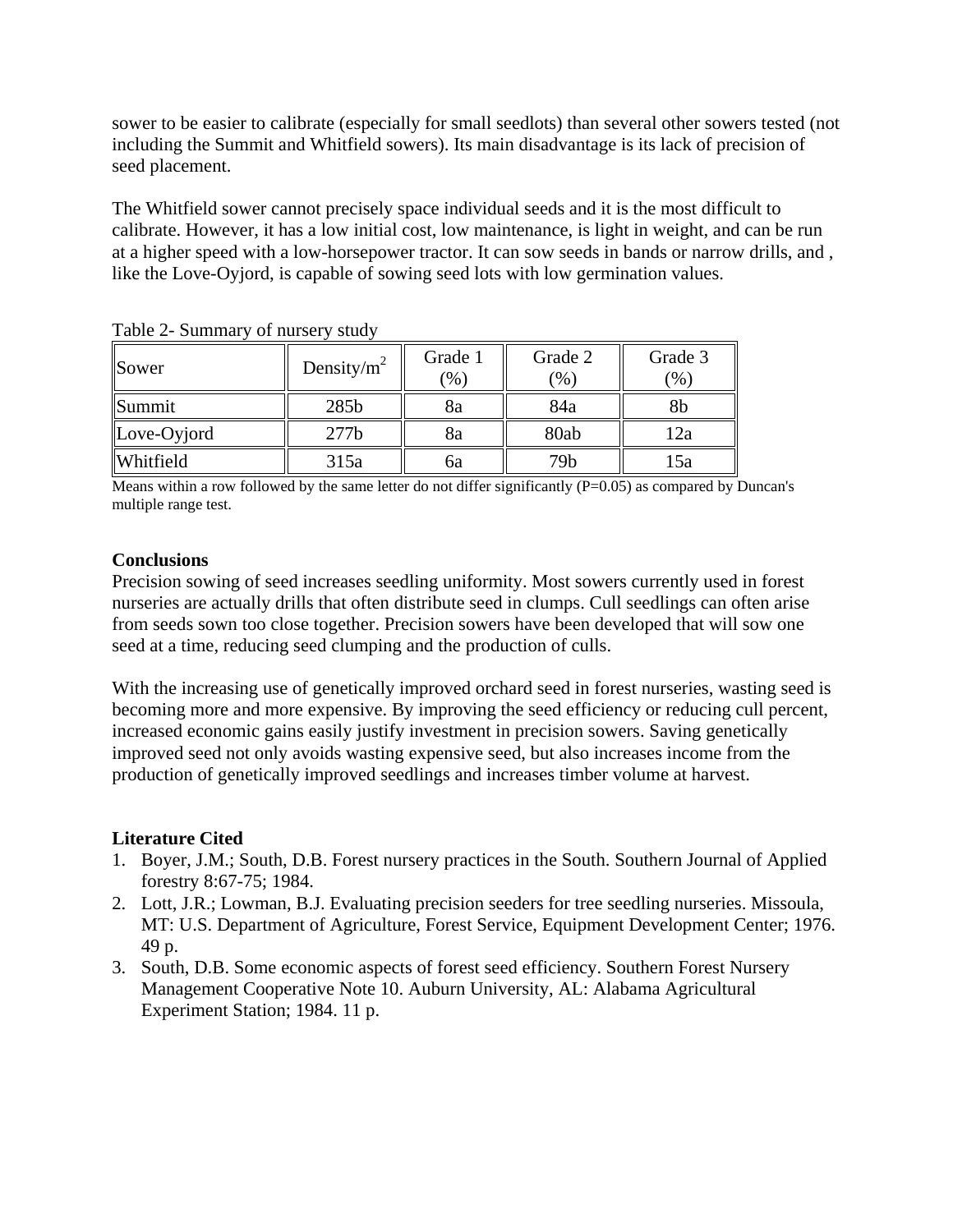sower to be easier to calibrate (especially for small seedlots) than several other sowers tested (not including the Summit and Whitfield sowers). Its main disadvantage is its lack of precision of seed placement.

The Whitfield sower cannot precisely space individual seeds and it is the most difficult to calibrate. However, it has a low initial cost, low maintenance, is light in weight, and can be run at a higher speed with a low-horsepower tractor. It can sow seeds in bands or narrow drills, and , like the Love-Oyjord, is capable of sowing seed lots with low germination values.

Table 2- Summary of nursery study

| Sower | Density/$m^2$ | Grade 1 (%) | Grade 2 (%) | Grade 3 (%) |
|---|---|---|---|---|
| Summit | 285b | 8a | 84a | 8b |
| Love-Oyjord | 277b | 8a | 80ab | 12a |
| Whitfield | 315a | 6a | 79b | 15a |

Means within a row followed by the same letter do not differ significantly (P=0.05) as compared by Duncan's multiple range test.

**Conclusions**

Precision sowing of seed increases seedling uniformity. Most sowers currently used in forest nurseries are actually drills that often distribute seed in clumps. Cull seedlings can often arise from seeds sown too close together. Precision sowers have been developed that will sow one seed at a time, reducing seed clumping and the production of culls.

With the increasing use of genetically improved orchard seed in forest nurseries, wasting seed is becoming more and more expensive. By improving the seed efficiency or reducing cull percent, increased economic gains easily justify investment in precision sowers. Saving genetically improved seed not only avoids wasting expensive seed, but also increases income from the production of genetically improved seedlings and increases timber volume at harvest.

**Literature Cited**

1. Boyer, J.M.; South, D.B. Forest nursery practices in the South. Southern Journal of Applied forestry 8:67-75; 1984.
2. Lott, J.R.; Lowman, B.J. Evaluating precision seeders for tree seedling nurseries. Missoula, MT: U.S. Department of Agriculture, Forest Service, Equipment Development Center; 1976. 49 p.
3. South, D.B. Some economic aspects of forest seed efficiency. Southern Forest Nursery Management Cooperative Note 10. Auburn University, AL: Alabama Agricultural Experiment Station; 1984. 11 p.